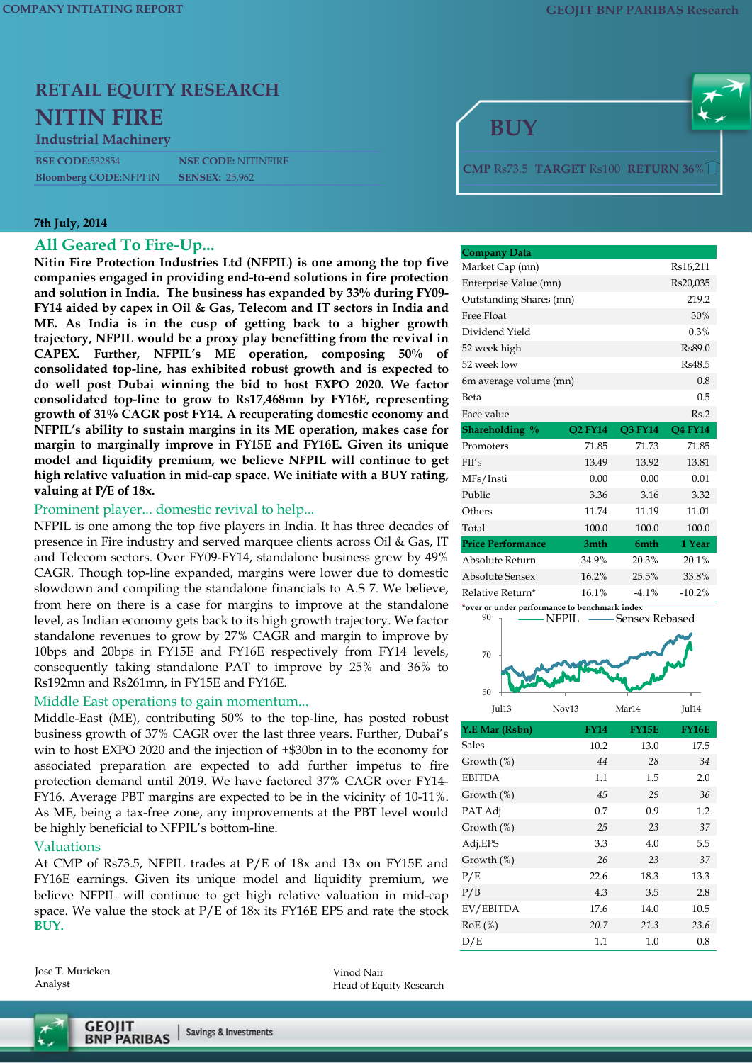COMPANY INTIATING REPORT

# RETAIL EQUITY RESEARCH

# NITIN FIRE

**Industrial Machinery**

| BSE CODE:532854 | NSE CODE: NITINFIRE |
|---|---|
| Bloomberg CODE:NFPI IN | SENSEX: 25,962 |

**BUY**

CMP Rs73.5 TARGET Rs100 RETURN 36%

**7th July, 2014**

## All Geared To Fire-Up...

**Nitin Fire Protection Industries Ltd (NFPIL) is one among the top five companies engaged in providing end-to-end solutions in fire protection and solution in India. The business has expanded by 33% during FY09-FY14 aided by capex in Oil & Gas, Telecom and IT sectors in India and ME. As India is in the cusp of getting back to a higher growth trajectory, NFPIL would be a proxy play benefitting from the revival in CAPEX. Further, NFPIL's ME operation, composing 50% of consolidated top-line, has exhibited robust growth and is expected to do well post Dubai winning the bid to host EXPO 2020. We factor consolidated top-line to grow to Rs17,468mn by FY16E, representing growth of 31% CAGR post FY14. A recuperating domestic economy and NFPIL's ability to sustain margins in its ME operation, makes case for margin to marginally improve in FY15E and FY16E. Given its unique model and liquidity premium, we believe NFPIL will continue to get high relative valuation in mid-cap space. We initiate with a BUY rating, valuing at P/E of 18x.**

### Prominent player... domestic revival to help...

NFPIL is one among the top five players in India. It has three decades of presence in Fire industry and served marquee clients across Oil & Gas, IT and Telecom sectors. Over FY09-FY14, standalone business grew by 49% CAGR. Though top-line expanded, margins were lower due to domestic slowdown and compiling the standalone financials to A.S 7. We believe, from here on there is a case for margins to improve at the standalone level, as Indian economy gets back to its high growth trajectory. We factor standalone revenues to grow by 27% CAGR and margin to improve by 10bps and 20bps in FY15E and FY16E respectively from FY14 levels, consequently taking standalone PAT to improve by 25% and 36% to Rs192mn and Rs261mn, in FY15E and FY16E.

### Middle East operations to gain momentum...

Middle-East (ME), contributing 50% to the top-line, has posted robust business growth of 37% CAGR over the last three years. Further, Dubai's win to host EXPO 2020 and the injection of +$30bn in to the economy for associated preparation are expected to add further impetus to fire protection demand until 2019. We have factored 37% CAGR over FY14-FY16. Average PBT margins are expected to be in the vicinity of 10-11%. As ME, being a tax-free zone, any improvements at the PBT level would be highly beneficial to NFPIL's bottom-line.

### Valuations

At CMP of Rs73.5, NFPIL trades at P/E of 18x and 13x on FY15E and FY16E earnings. Given its unique model and liquidity premium, we believe NFPIL will continue to get high relative valuation in mid-cap space. We value the stock at P/E of 18x its FY16E EPS and rate the stock **BUY.**

| Company Data | |
|---|---|
| Market Cap (mn) | Rs16,211 |
| Enterprise Value (mn) | Rs20,035 |
| Outstanding Shares (mn) | 219.2 |
| Free Float | 30% |
| Dividend Yield | 0.3% |
| 52 week high | Rs89.0 |
| 52 week low | Rs48.5 |
| 6m average volume (mn) | 0.8 |
| Beta | 0.5 |
| Face value | Rs.2 |

| Shareholding % | Q2 FY14 | Q3 FY14 | Q4 FY14 |
|---|---|---|---|
| Promoters | 71.85 | 71.73 | 71.85 |
| FII's | 13.49 | 13.92 | 13.81 |
| MFs/Insti | 0.00 | 0.00 | 0.01 |
| Public | 3.36 | 3.16 | 3.32 |
| Others | 11.74 | 11.19 | 11.01 |
| Total | 100.0 | 100.0 | 100.0 |

| Price Performance | 3mth | 6mth | 1 Year |
|---|---|---|---|
| Absolute Return | 34.9% | 20.3% | 20.1% |
| Absolute Sensex | 16.2% | 25.5% | 33.8% |
| Relative Return* | 16.1% | -4.1% | -10.2% |

*over or under performance to benchmark index

| Y.E Mar (Rsbn) | FY14 | FY15E | FY16E |
|---|---|---|---|
| Sales | 10.2 | 13.0 | 17.5 |
| Growth (%) | 44 | 28 | 34 |
| EBITDA | 1.1 | 1.5 | 2.0 |
| Growth (%) | 45 | 29 | 36 |
| PAT Adj | 0.7 | 0.9 | 1.2 |
| Growth (%) | 25 | 23 | 37 |
| Adj.EPS | 3.3 | 4.0 | 5.5 |
| Growth (%) | 26 | 23 | 37 |
| P/E | 22.6 | 18.3 | 13.3 |
| P/B | 4.3 | 3.5 | 2.8 |
| EV/EBITDA | 17.6 | 14.0 | 10.5 |
| RoE (%) | 20.7 | 21.3 | 23.6 |
| D/E | 1.1 | 1.0 | 0.8 |

Jose T. Muricken
Analyst

Vinod Nair
Head of Equity Research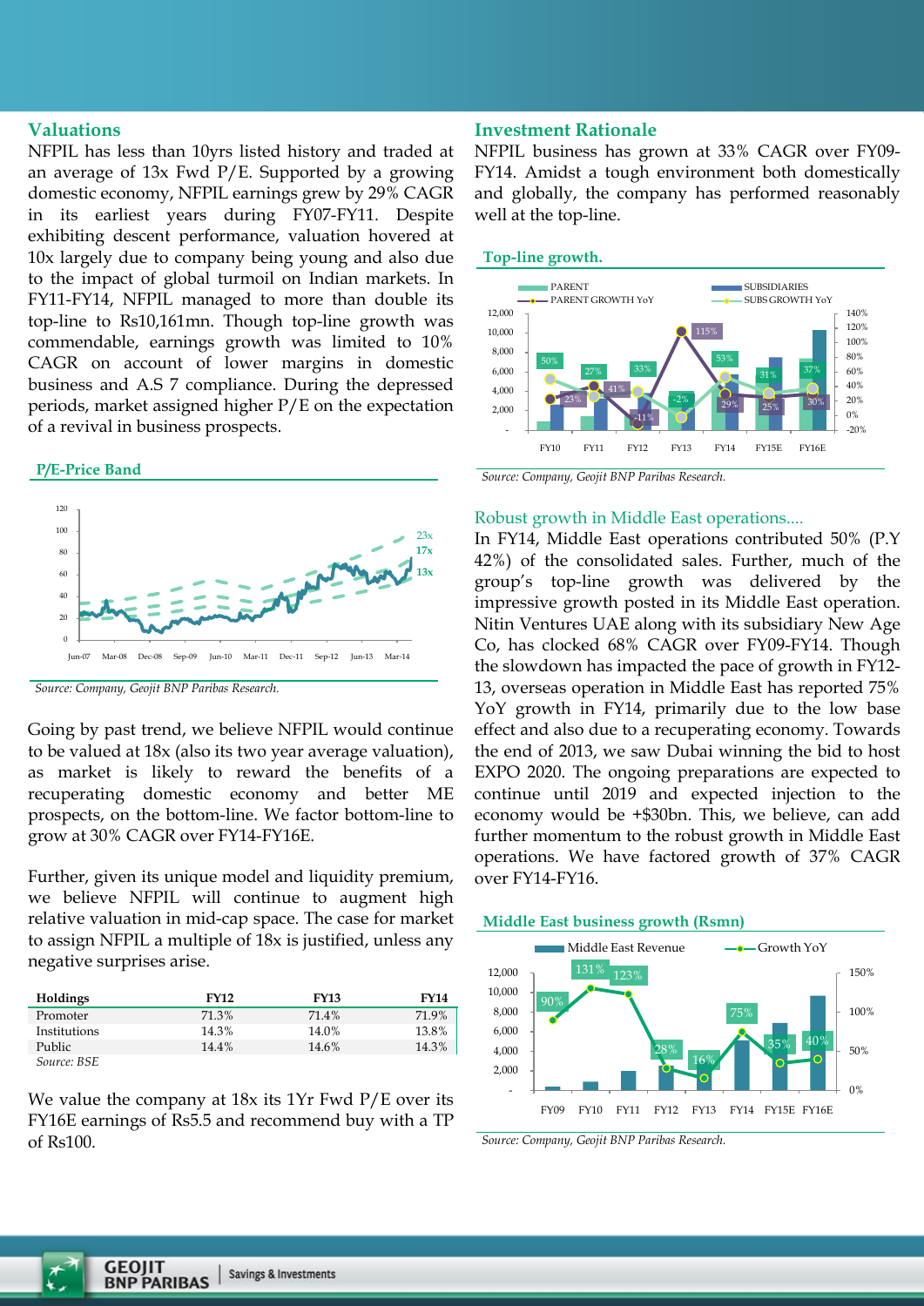## Valuations

NFPIL has less than 10yrs listed history and traded at an average of 13x Fwd P/E. Supported by a growing domestic economy, NFPIL earnings grew by 29% CAGR in its earliest years during FY07-FY11. Despite exhibiting descent performance, valuation hovered at 10x largely due to company being young and also due to the impact of global turmoil on Indian markets. In FY11-FY14, NFPIL managed to more than double its top-line to Rs10,161mn. Though top-line growth was commendable, earnings growth was limited to 10% CAGR on account of lower margins in domestic business and A.S 7 compliance. During the depressed periods, market assigned higher P/E on the expectation of a revival in business prospects.

**P/E-Price Band**

*Source: Company, Geojit BNP Paribas Research.*

Going by past trend, we believe NFPIL would continue to be valued at 18x (also its two year average valuation), as market is likely to reward the benefits of a recuperating domestic economy and better ME prospects, on the bottom-line. We factor bottom-line to grow at 30% CAGR over FY14-FY16E.

Further, given its unique model and liquidity premium, we believe NFPIL will continue to augment high relative valuation in mid-cap space. The case for market to assign NFPIL a multiple of 18x is justified, unless any negative surprises arise.

| Holdings | FY12 | FY13 | FY14 |
|---|---|---|---|
| Promoter | 71.3% | 71.4% | 71.9% |
| Institutions | 14.3% | 14.0% | 13.8% |
| Public | 14.4% | 14.6% | 14.3% |

*Source: BSE*

We value the company at 18x its 1Yr Fwd P/E over its FY16E earnings of Rs5.5 and recommend buy with a TP of Rs100.

## Investment Rationale

NFPIL business has grown at 33% CAGR over FY09-FY14. Amidst a tough environment both domestically and globally, the company has performed reasonably well at the top-line.

**Top-line growth.**

*Source: Company, Geojit BNP Paribas Research.*

### Robust growth in Middle East operations....

In FY14, Middle East operations contributed 50% (P.Y 42%) of the consolidated sales. Further, much of the group's top-line growth was delivered by the impressive growth posted in its Middle East operation. Nitin Ventures UAE along with its subsidiary New Age Co, has clocked 68% CAGR over FY09-FY14. Though the slowdown has impacted the pace of growth in FY12-13, overseas operation in Middle East has reported 75% YoY growth in FY14, primarily due to the low base effect and also due to a recuperating economy. Towards the end of 2013, we saw Dubai winning the bid to host EXPO 2020. The ongoing preparations are expected to continue until 2019 and expected injection to the economy would be +$30bn. This, we believe, can add further momentum to the robust growth in Middle East operations. We have factored growth of 37% CAGR over FY14-FY16.

**Middle East business growth (Rsmn)**

*Source: Company, Geojit BNP Paribas Research.*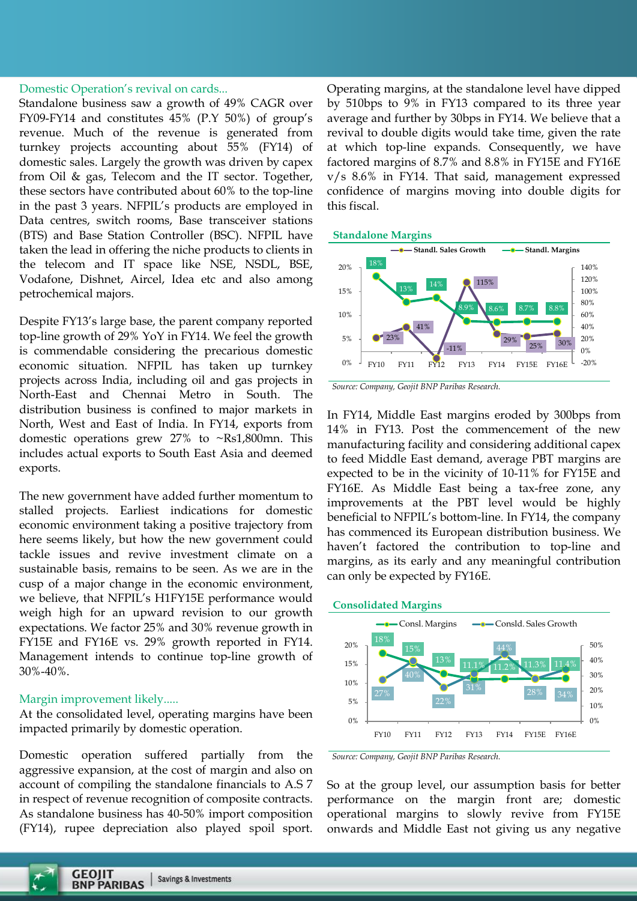## Domestic Operation's revival on cards...

Standalone business saw a growth of 49% CAGR over FY09-FY14 and constitutes 45% (P.Y 50%) of group's revenue. Much of the revenue is generated from turnkey projects accounting about 55% (FY14) of domestic sales. Largely the growth was driven by capex from Oil & gas, Telecom and the IT sector. Together, these sectors have contributed about 60% to the top-line in the past 3 years. NFPIL's products are employed in Data centres, switch rooms, Base transceiver stations (BTS) and Base Station Controller (BSC). NFPIL have taken the lead in offering the niche products to clients in the telecom and IT space like NSE, NSDL, BSE, Vodafone, Dishnet, Aircel, Idea etc and also among petrochemical majors.

Despite FY13's large base, the parent company reported top-line growth of 29% YoY in FY14. We feel the growth is commendable considering the precarious domestic economic situation. NFPIL has taken up turnkey projects across India, including oil and gas projects in North-East and Chennai Metro in South. The distribution business is confined to major markets in North, West and East of India. In FY14, exports from domestic operations grew 27% to ~Rs1,800mn. This includes actual exports to South East Asia and deemed exports.

The new government have added further momentum to stalled projects. Earliest indications for domestic economic environment taking a positive trajectory from here seems likely, but how the new government could tackle issues and revive investment climate on a sustainable basis, remains to be seen. As we are in the cusp of a major change in the economic environment, we believe, that NFPIL's H1FY15E performance would weigh high for an upward revision to our growth expectations. We factor 25% and 30% revenue growth in FY15E and FY16E vs. 29% growth reported in FY14. Management intends to continue top-line growth of 30%-40%.

## Margin improvement likely.....

At the consolidated level, operating margins have been impacted primarily by domestic operation.

Domestic operation suffered partially from the aggressive expansion, at the cost of margin and also on account of compiling the standalone financials to A.S 7 in respect of revenue recognition of composite contracts. As standalone business has 40-50% import composition (FY14), rupee depreciation also played spoil sport. Operating margins, at the standalone level have dipped by 510bps to 9% in FY13 compared to its three year average and further by 30bps in FY14. We believe that a revival to double digits would take time, given the rate at which top-line expands. Consequently, we have factored margins of 8.7% and 8.8% in FY15E and FY16E v/s 8.6% in FY14. That said, management expressed confidence of margins moving into double digits for this fiscal.

### Standalone Margins

| | FY10 | FY11 | FY12 | FY13 | FY14 | FY15E | FY16E |
|---|---|---|---|---|---|---|---|
| Standl. Sales Growth | 23% | 41% | -11% | 115% | 29% | 25% | 30% |
| Standl. Margins | 18% | 13% | 14% | 8.9% | 8.6% | 8.7% | 8.8% |

*Source: Company, Geojit BNP Paribas Research.*

In FY14, Middle East margins eroded by 300bps from 14% in FY13. Post the commencement of the new manufacturing facility and considering additional capex to feed Middle East demand, average PBT margins are expected to be in the vicinity of 10-11% for FY15E and FY16E. As Middle East being a tax-free zone, any improvements at the PBT level would be highly beneficial to NFPIL's bottom-line. In FY14, the company has commenced its European distribution business. We haven't factored the contribution to top-line and margins, as its early and any meaningful contribution can only be expected by FY16E.

### Consolidated Margins

| | FY10 | FY11 | FY12 | FY13 | FY14 | FY15E | FY16E |
|---|---|---|---|---|---|---|---|
| Consl. Margins | 18% | 15% | 13% | 11.1% | 11.2% | 11.3% | 11.4% |
| Consld. Sales Growth | 27% | 40% | 22% | 31% | 44% | 28% | 34% |

*Source: Company, Geojit BNP Paribas Research.*

So at the group level, our assumption basis for better performance on the margin front are; domestic operational margins to slowly revive from FY15E onwards and Middle East not giving us any negative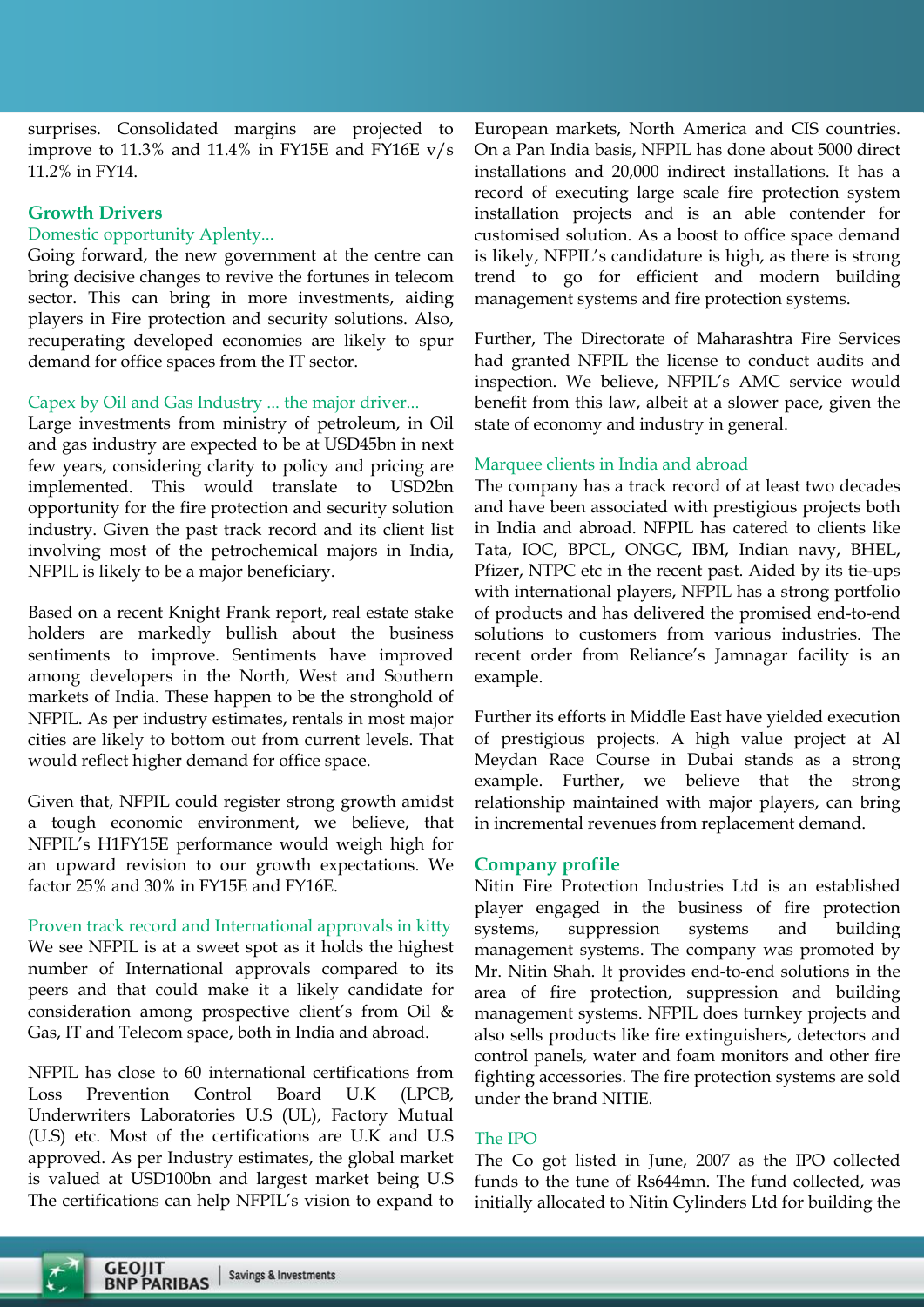surprises. Consolidated margins are projected to improve to 11.3% and 11.4% in FY15E and FY16E v/s 11.2% in FY14.

## Growth Drivers

### Domestic opportunity Aplenty...

Going forward, the new government at the centre can bring decisive changes to revive the fortunes in telecom sector. This can bring in more investments, aiding players in Fire protection and security solutions. Also, recuperating developed economies are likely to spur demand for office spaces from the IT sector.

### Capex by Oil and Gas Industry ... the major driver...

Large investments from ministry of petroleum, in Oil and gas industry are expected to be at USD45bn in next few years, considering clarity to policy and pricing are implemented. This would translate to USD2bn opportunity for the fire protection and security solution industry. Given the past track record and its client list involving most of the petrochemical majors in India, NFPIL is likely to be a major beneficiary.

Based on a recent Knight Frank report, real estate stake holders are markedly bullish about the business sentiments to improve. Sentiments have improved among developers in the North, West and Southern markets of India. These happen to be the stronghold of NFPIL. As per industry estimates, rentals in most major cities are likely to bottom out from current levels. That would reflect higher demand for office space.

Given that, NFPIL could register strong growth amidst a tough economic environment, we believe, that NFPIL's H1FY15E performance would weigh high for an upward revision to our growth expectations. We factor 25% and 30% in FY15E and FY16E.

### Proven track record and International approvals in kitty

We see NFPIL is at a sweet spot as it holds the highest number of International approvals compared to its peers and that could make it a likely candidate for consideration among prospective client's from Oil & Gas, IT and Telecom space, both in India and abroad.

NFPIL has close to 60 international certifications from Loss Prevention Control Board U.K (LPCB, Underwriters Laboratories U.S (UL), Factory Mutual (U.S) etc. Most of the certifications are U.K and U.S approved. As per Industry estimates, the global market is valued at USD100bn and largest market being U.S The certifications can help NFPIL's vision to expand to European markets, North America and CIS countries. On a Pan India basis, NFPIL has done about 5000 direct installations and 20,000 indirect installations. It has a record of executing large scale fire protection system installation projects and is an able contender for customised solution. As a boost to office space demand is likely, NFPIL's candidature is high, as there is strong trend to go for efficient and modern building management systems and fire protection systems.

Further, The Directorate of Maharashtra Fire Services had granted NFPIL the license to conduct audits and inspection. We believe, NFPIL's AMC service would benefit from this law, albeit at a slower pace, given the state of economy and industry in general.

### Marquee clients in India and abroad

The company has a track record of at least two decades and have been associated with prestigious projects both in India and abroad. NFPIL has catered to clients like Tata, IOC, BPCL, ONGC, IBM, Indian navy, BHEL, Pfizer, NTPC etc in the recent past. Aided by its tie-ups with international players, NFPIL has a strong portfolio of products and has delivered the promised end-to-end solutions to customers from various industries. The recent order from Reliance's Jamnagar facility is an example.

Further its efforts in Middle East have yielded execution of prestigious projects. A high value project at Al Meydan Race Course in Dubai stands as a strong example. Further, we believe that the strong relationship maintained with major players, can bring in incremental revenues from replacement demand.

## Company profile

Nitin Fire Protection Industries Ltd is an established player engaged in the business of fire protection systems, suppression systems and building management systems. The company was promoted by Mr. Nitin Shah. It provides end-to-end solutions in the area of fire protection, suppression and building management systems. NFPIL does turnkey projects and also sells products like fire extinguishers, detectors and control panels, water and foam monitors and other fire fighting accessories. The fire protection systems are sold under the brand NITIE.

### The IPO

The Co got listed in June, 2007 as the IPO collected funds to the tune of Rs644mn. The fund collected, was initially allocated to Nitin Cylinders Ltd for building the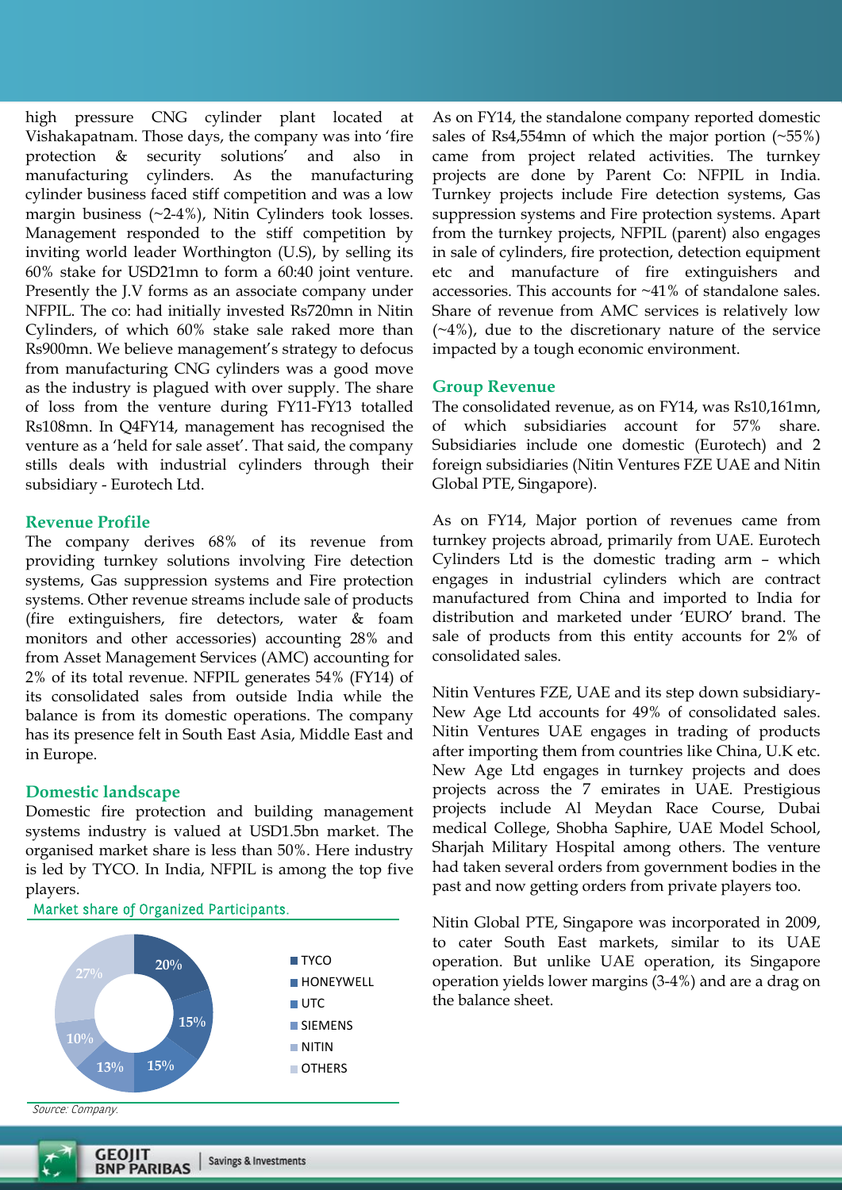high pressure CNG cylinder plant located at Vishakapatnam. Those days, the company was into 'fire protection & security solutions' and also in manufacturing cylinders. As the manufacturing cylinder business faced stiff competition and was a low margin business (~2-4%), Nitin Cylinders took losses. Management responded to the stiff competition by inviting world leader Worthington (U.S), by selling its 60% stake for USD21mn to form a 60:40 joint venture. Presently the J.V forms as an associate company under NFPIL. The co: had initially invested Rs720mn in Nitin Cylinders, of which 60% stake sale raked more than Rs900mn. We believe management's strategy to defocus from manufacturing CNG cylinders was a good move as the industry is plagued with over supply. The share of loss from the venture during FY11-FY13 totalled Rs108mn. In Q4FY14, management has recognised the venture as a 'held for sale asset'. That said, the company stills deals with industrial cylinders through their subsidiary - Eurotech Ltd.

## Revenue Profile

The company derives 68% of its revenue from providing turnkey solutions involving Fire detection systems, Gas suppression systems and Fire protection systems. Other revenue streams include sale of products (fire extinguishers, fire detectors, water & foam monitors and other accessories) accounting 28% and from Asset Management Services (AMC) accounting for 2% of its total revenue. NFPIL generates 54% (FY14) of its consolidated sales from outside India while the balance is from its domestic operations. The company has its presence felt in South East Asia, Middle East and in Europe.

## Domestic landscape

Domestic fire protection and building management systems industry is valued at USD1.5bn market. The organised market share is less than 50%. Here industry is led by TYCO. In India, NFPIL is among the top five players.

**Market share of Organized Participants.**

| Participant | Share |
|---|---|
| TYCO | 20% |
| HONEYWELL | 15% |
| UTC | 15% |
| SIEMENS | 13% |
| NITIN | 10% |
| OTHERS | 27% |

*Source: Company.*

As on FY14, the standalone company reported domestic sales of Rs4,554mn of which the major portion (~55%) came from project related activities. The turnkey projects are done by Parent Co: NFPIL in India. Turnkey projects include Fire detection systems, Gas suppression systems and Fire protection systems. Apart from the turnkey projects, NFPIL (parent) also engages in sale of cylinders, fire protection, detection equipment etc and manufacture of fire extinguishers and accessories. This accounts for ~41% of standalone sales. Share of revenue from AMC services is relatively low (~4%), due to the discretionary nature of the service impacted by a tough economic environment.

## Group Revenue

The consolidated revenue, as on FY14, was Rs10,161mn, of which subsidiaries account for 57% share. Subsidiaries include one domestic (Eurotech) and 2 foreign subsidiaries (Nitin Ventures FZE UAE and Nitin Global PTE, Singapore).

As on FY14, Major portion of revenues came from turnkey projects abroad, primarily from UAE. Eurotech Cylinders Ltd is the domestic trading arm – which engages in industrial cylinders which are contract manufactured from China and imported to India for distribution and marketed under 'EURO' brand. The sale of products from this entity accounts for 2% of consolidated sales.

Nitin Ventures FZE, UAE and its step down subsidiary- New Age Ltd accounts for 49% of consolidated sales. Nitin Ventures UAE engages in trading of products after importing them from countries like China, U.K etc. New Age Ltd engages in turnkey projects and does projects across the 7 emirates in UAE. Prestigious projects include Al Meydan Race Course, Dubai medical College, Shobha Saphire, UAE Model School, Sharjah Military Hospital among others. The venture had taken several orders from government bodies in the past and now getting orders from private players too.

Nitin Global PTE, Singapore was incorporated in 2009, to cater South East markets, similar to its UAE operation. But unlike UAE operation, its Singapore operation yields lower margins (3-4%) and are a drag on the balance sheet.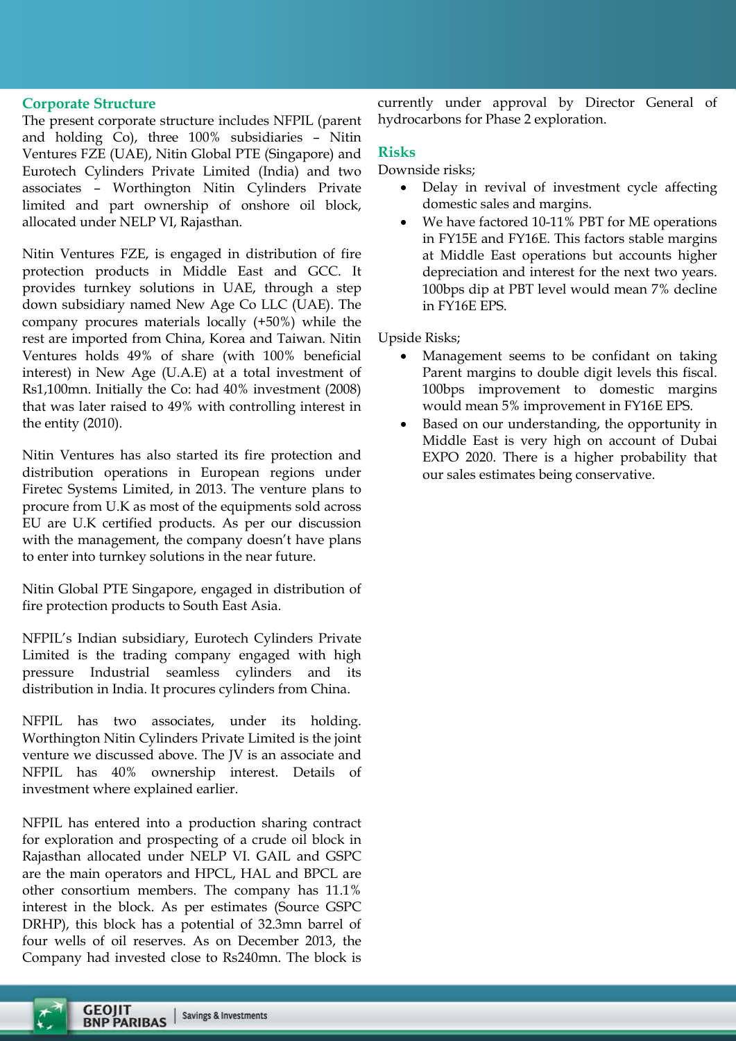## Corporate Structure

The present corporate structure includes NFPIL (parent and holding Co), three 100% subsidiaries – Nitin Ventures FZE (UAE), Nitin Global PTE (Singapore) and Eurotech Cylinders Private Limited (India) and two associates – Worthington Nitin Cylinders Private limited and part ownership of onshore oil block, allocated under NELP VI, Rajasthan.

Nitin Ventures FZE, is engaged in distribution of fire protection products in Middle East and GCC. It provides turnkey solutions in UAE, through a step down subsidiary named New Age Co LLC (UAE). The company procures materials locally (+50%) while the rest are imported from China, Korea and Taiwan. Nitin Ventures holds 49% of share (with 100% beneficial interest) in New Age (U.A.E) at a total investment of Rs1,100mn. Initially the Co: had 40% investment (2008) that was later raised to 49% with controlling interest in the entity (2010).

Nitin Ventures has also started its fire protection and distribution operations in European regions under Firetec Systems Limited, in 2013. The venture plans to procure from U.K as most of the equipments sold across EU are U.K certified products. As per our discussion with the management, the company doesn't have plans to enter into turnkey solutions in the near future.

Nitin Global PTE Singapore, engaged in distribution of fire protection products to South East Asia.

NFPIL's Indian subsidiary, Eurotech Cylinders Private Limited is the trading company engaged with high pressure Industrial seamless cylinders and its distribution in India. It procures cylinders from China.

NFPIL has two associates, under its holding. Worthington Nitin Cylinders Private Limited is the joint venture we discussed above. The JV is an associate and NFPIL has 40% ownership interest. Details of investment where explained earlier.

NFPIL has entered into a production sharing contract for exploration and prospecting of a crude oil block in Rajasthan allocated under NELP VI. GAIL and GSPC are the main operators and HPCL, HAL and BPCL are other consortium members. The company has 11.1% interest in the block. As per estimates (Source GSPC DRHP), this block has a potential of 32.3mn barrel of four wells of oil reserves. As on December 2013, the Company had invested close to Rs240mn. The block is currently under approval by Director General of hydrocarbons for Phase 2 exploration.

## Risks

Downside risks;

- Delay in revival of investment cycle affecting domestic sales and margins.
- We have factored 10-11% PBT for ME operations in FY15E and FY16E. This factors stable margins at Middle East operations but accounts higher depreciation and interest for the next two years. 100bps dip at PBT level would mean 7% decline in FY16E EPS.

Upside Risks;

- Management seems to be confidant on taking Parent margins to double digit levels this fiscal. 100bps improvement to domestic margins would mean 5% improvement in FY16E EPS.
- Based on our understanding, the opportunity in Middle East is very high on account of Dubai EXPO 2020. There is a higher probability that our sales estimates being conservative.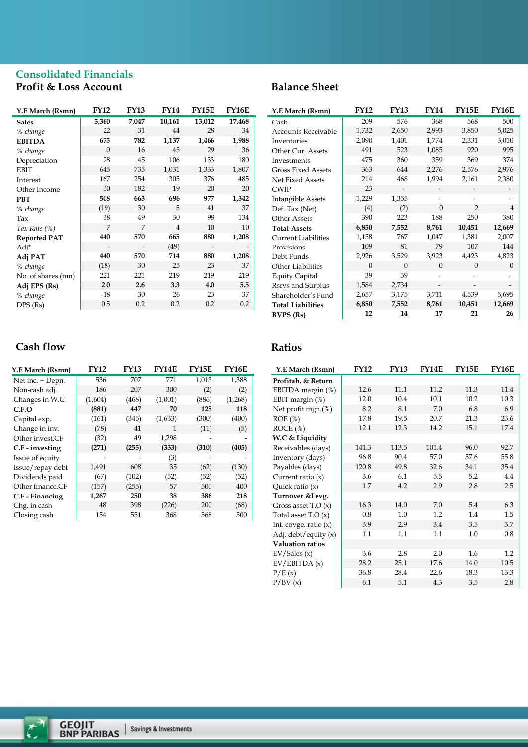## Consolidated Financials

### Profit & Loss Account

| Y.E March (Rsmn) | FY12 | FY13 | FY14 | FY15E | FY16E |
|---|---|---|---|---|---|
| **Sales** | **5,360** | **7,047** | **10,161** | **13,012** | **17,468** |
| *% change* | 22 | 31 | 44 | 28 | 34 |
| **EBITDA** | **675** | **782** | **1,137** | **1,466** | **1,988** |
| *% change* | 0 | 16 | 45 | 29 | 36 |
| Depreciation | 28 | 45 | 106 | 133 | 180 |
| EBIT | 645 | 735 | 1,031 | 1,333 | 1,807 |
| Interest | 167 | 254 | 305 | 376 | 485 |
| Other Income | 30 | 182 | 19 | 20 | 20 |
| **PBT** | **508** | **663** | **696** | **977** | **1,342** |
| *% change* | (19) | 30 | 5 | 41 | 37 |
| Tax | 38 | 49 | 30 | 98 | 134 |
| *Tax Rate (%)* | 7 | 7 | 4 | 10 | 10 |
| **Reported PAT** | **440** | **570** | **665** | **880** | **1,208** |
| Adj* | - | - | (49) | - | - |
| **Adj PAT** | **440** | **570** | **714** | **880** | **1,208** |
| *% change* | (18) | 30 | 25 | 23 | 37 |
| No. of shares (mn) | 221 | 221 | 219 | 219 | 219 |
| **Adj EPS (Rs)** | **2.0** | **2.6** | **3.3** | **4.0** | **5.5** |
| *% change* | -18 | 30 | 26 | 23 | 37 |
| DPS (Rs) | 0.5 | 0.2 | 0.2 | 0.2 | 0.2 |

### Balance Sheet

| Y.E March (Rsmn) | FY12 | FY13 | FY14 | FY15E | FY16E |
|---|---|---|---|---|---|
| Cash | 209 | 576 | 368 | 568 | 500 |
| Accounts Receivable | 1,732 | 2,650 | 2,993 | 3,850 | 5,025 |
| Inventories | 2,090 | 1,401 | 1,774 | 2,331 | 3,010 |
| Other Cur. Assets | 491 | 523 | 1,085 | 920 | 995 |
| Investments | 475 | 360 | 359 | 369 | 374 |
| Gross Fixed Assets | 363 | 644 | 2,276 | 2,576 | 2,976 |
| Net Fixed Assets | 214 | 468 | 1,994 | 2,161 | 2,380 |
| CWIP | 23 | - | - | - | - |
| Intangible Assets | 1,229 | 1,355 | - | - | - |
| Def. Tax (Net) | (4) | (2) | 0 | 2 | 4 |
| Other Assets | 390 | 223 | 188 | 250 | 380 |
| **Total Assets** | **6,850** | **7,552** | **8,761** | **10,451** | **12,669** |
| Current Liabilities | 1,158 | 767 | 1,047 | 1,381 | 2,007 |
| Provisions | 109 | 81 | 79 | 107 | 144 |
| Debt Funds | 2,926 | 3,529 | 3,923 | 4,423 | 4,823 |
| Other Liabilities | 0 | 0 | 0 | 0 | 0 |
| Equity Capital | 39 | 39 | - | - | - |
| Rsrvs and Surplus | 1,584 | 2,734 | - | - | - |
| Shareholder's Fund | 2,657 | 3,175 | 3,711 | 4,539 | 5,695 |
| **Total Liabilities** | **6,850** | **7,552** | **8,761** | **10,451** | **12,669** |
| **BVPS (Rs)** | **12** | **14** | **17** | **21** | **26** |

### Cash flow

| Y.E March (Rsmn) | FY12 | FY13 | FY14E | FY15E | FY16E |
|---|---|---|---|---|---|
| Net inc. + Depn. | 536 | 707 | 771 | 1,013 | 1,388 |
| Non-cash adj. | 186 | 207 | 300 | (2) | (2) |
| Changes in W.C | (1,604) | (468) | (1,001) | (886) | (1,268) |
| **C.F.O** | **(881)** | **447** | **70** | **125** | **118** |
| Capital exp. | (161) | (345) | (1,633) | (300) | (400) |
| Change in inv. | (78) | 41 | 1 | (11) | (5) |
| Other invest.CF | (32) | 49 | 1,298 | - | - |
| **C.F - investing** | **(271)** | **(255)** | **(333)** | **(310)** | **(405)** |
| Issue of equity | - | - | (3) | - | - |
| Issue/repay debt | 1,491 | 608 | 35 | (62) | (130) |
| Dividends paid | (67) | (102) | (52) | (52) | (52) |
| Other finance.CF | (157) | (255) | 57 | 500 | 400 |
| **C.F - Financing** | **1,267** | **250** | **38** | **386** | **218** |
| Chg. in cash | 48 | 398 | (226) | 200 | (68) |
| Closing cash | 154 | 551 | 368 | 568 | 500 |

### Ratios

| Y.E March (Rsmn) | FY12 | FY13 | FY14E | FY15E | FY16E |
|---|---|---|---|---|---|
| **Profitab. & Return** | | | | | |
| EBITDA margin (%) | 12.6 | 11.1 | 11.2 | 11.3 | 11.4 |
| EBIT margin (%) | 12.0 | 10.4 | 10.1 | 10.2 | 10.3 |
| Net profit mgn.(%) | 8.2 | 8.1 | 7.0 | 6.8 | 6.9 |
| ROE (%) | 17.8 | 19.5 | 20.7 | 21.3 | 23.6 |
| ROCE (%) | 12.1 | 12.3 | 14.2 | 15.1 | 17.4 |
| **W.C & Liquidity** | | | | | |
| Receivables (days) | 141.3 | 113.5 | 101.4 | 96.0 | 92.7 |
| Inventory (days) | 96.8 | 90.4 | 57.0 | 57.6 | 55.8 |
| Payables (days) | 120.8 | 49.8 | 32.6 | 34.1 | 35.4 |
| Current ratio (x) | 3.6 | 6.1 | 5.5 | 5.2 | 4.4 |
| Quick ratio (x) | 1.7 | 4.2 | 2.9 | 2.8 | 2.5 |
| **Turnover &Levg.** | | | | | |
| Gross asset T.O (x) | 16.3 | 14.0 | 7.0 | 5.4 | 6.3 |
| Total asset T.O (x) | 0.8 | 1.0 | 1.2 | 1.4 | 1.5 |
| Int. covge. ratio (x) | 3.9 | 2.9 | 3.4 | 3.5 | 3.7 |
| Adj. debt/equity (x) | 1.1 | 1.1 | 1.1 | 1.0 | 0.8 |
| **Valuation ratios** | | | | | |
| EV/Sales (x) | 3.6 | 2.8 | 2.0 | 1.6 | 1.2 |
| EV/EBITDA (x) | 28.2 | 25.1 | 17.6 | 14.0 | 10.5 |
| P/E (x) | 36.8 | 28.4 | 22.6 | 18.3 | 13.3 |
| P/BV (x) | 6.1 | 5.1 | 4.3 | 3.5 | 2.8 |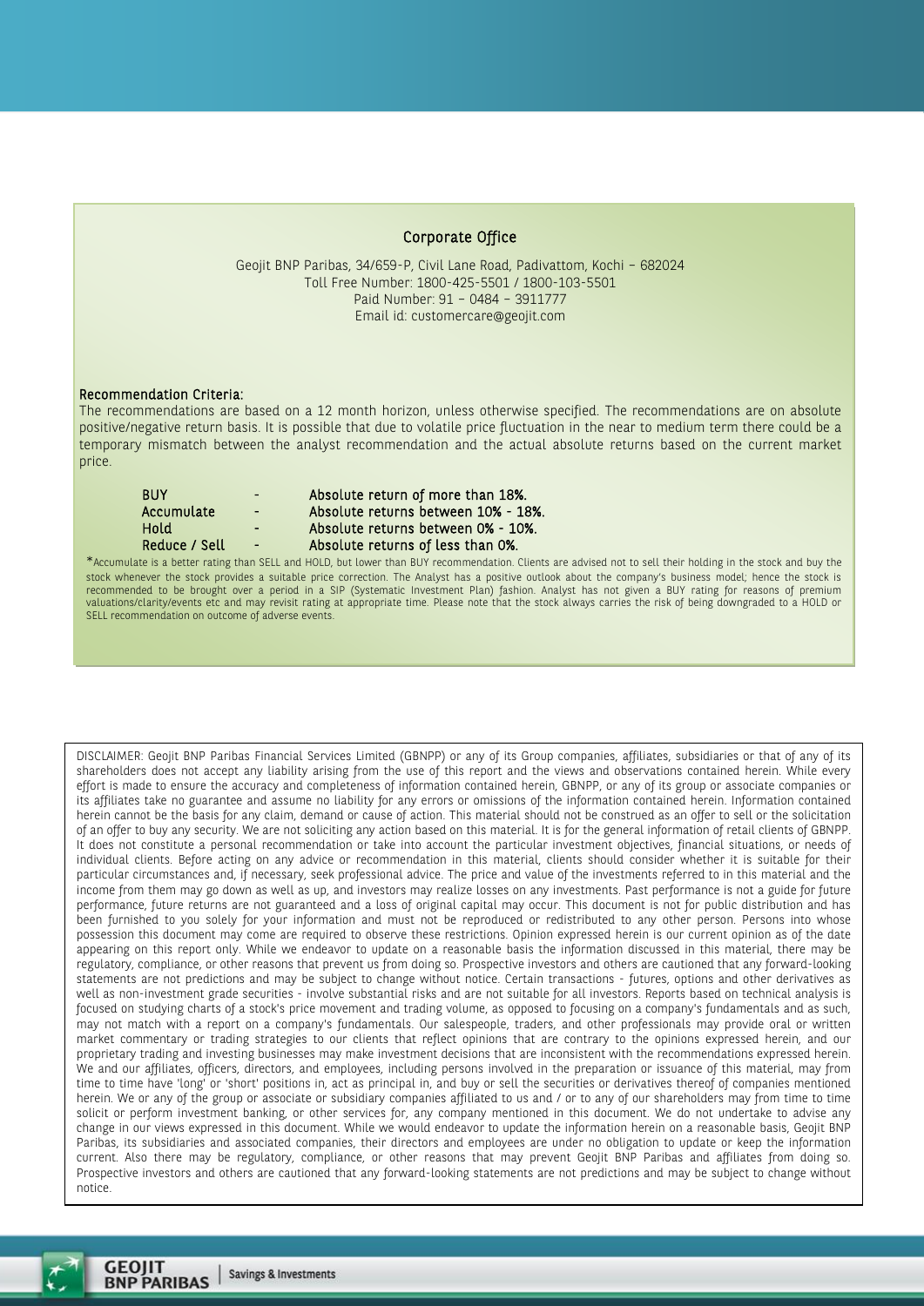## Corporate Office

Geojit BNP Paribas, 34/659-P, Civil Lane Road, Padivattom, Kochi – 682024
Toll Free Number: 1800-425-5501 / 1800-103-5501
Paid Number: 91 – 0484 – 3911777
Email id: customercare@geojit.com

**Recommendation Criteria:**

The recommendations are based on a 12 month horizon, unless otherwise specified. The recommendations are on absolute positive/negative return basis. It is possible that due to volatile price fluctuation in the near to medium term there could be a temporary mismatch between the analyst recommendation and the actual absolute returns based on the current market price.

| | | |
|---|---|---|
| BUY | - | Absolute return of more than 18%. |
| Accumulate | - | Absolute returns between 10% - 18%. |
| Hold | - | Absolute returns between 0% - 10%. |
| Reduce / Sell | - | Absolute returns of less than 0%. |

*Accumulate is a better rating than SELL and HOLD, but lower than BUY recommendation. Clients are advised not to sell their holding in the stock and buy the stock whenever the stock provides a suitable price correction. The Analyst has a positive outlook about the company's business model; hence the stock is recommended to be brought over a period in a SIP (Systematic Investment Plan) fashion. Analyst has not given a BUY rating for reasons of premium valuations/clarity/events etc and may revisit rating at appropriate time. Please note that the stock always carries the risk of being downgraded to a HOLD or SELL recommendation on outcome of adverse events.

DISCLAIMER: Geojit BNP Paribas Financial Services Limited (GBNPP) or any of its Group companies, affiliates, subsidiaries or that of any of its shareholders does not accept any liability arising from the use of this report and the views and observations contained herein. While every effort is made to ensure the accuracy and completeness of information contained herein, GBNPP, or any of its group or associate companies or its affiliates take no guarantee and assume no liability for any errors or omissions of the information contained herein. Information contained herein cannot be the basis for any claim, demand or cause of action. This material should not be construed as an offer to sell or the solicitation of an offer to buy any security. We are not soliciting any action based on this material. It is for the general information of retail clients of GBNPP. It does not constitute a personal recommendation or take into account the particular investment objectives, financial situations, or needs of individual clients. Before acting on any advice or recommendation in this material, clients should consider whether it is suitable for their particular circumstances and, if necessary, seek professional advice. The price and value of the investments referred to in this material and the income from them may go down as well as up, and investors may realize losses on any investments. Past performance is not a guide for future performance, future returns are not guaranteed and a loss of original capital may occur. This document is not for public distribution and has been furnished to you solely for your information and must not be reproduced or redistributed to any other person. Persons into whose possession this document may come are required to observe these restrictions. Opinion expressed herein is our current opinion as of the date appearing on this report only. While we endeavor to update on a reasonable basis the information discussed in this material, there may be regulatory, compliance, or other reasons that prevent us from doing so. Prospective investors and others are cautioned that any forward-looking statements are not predictions and may be subject to change without notice. Certain transactions - futures, options and other derivatives as well as non-investment grade securities - involve substantial risks and are not suitable for all investors. Reports based on technical analysis is focused on studying charts of a stock's price movement and trading volume, as opposed to focusing on a company's fundamentals and as such, may not match with a report on a company's fundamentals. Our salespeople, traders, and other professionals may provide oral or written market commentary or trading strategies to our clients that reflect opinions that are contrary to the opinions expressed herein, and our proprietary trading and investing businesses may make investment decisions that are inconsistent with the recommendations expressed herein. We and our affiliates, officers, directors, and employees, including persons involved in the preparation or issuance of this material, may from time to time have 'long' or 'short' positions in, act as principal in, and buy or sell the securities or derivatives thereof of companies mentioned herein. We or any of the group or associate or subsidiary companies affiliated to us and / or to any of our shareholders may from time to time solicit or perform investment banking, or other services for, any company mentioned in this document. We do not undertake to advise any change in our views expressed in this document. While we would endeavor to update the information herein on a reasonable basis, Geojit BNP Paribas, its subsidiaries and associated companies, their directors and employees are under no obligation to update or keep the information current. Also there may be regulatory, compliance, or other reasons that may prevent Geojit BNP Paribas and affiliates from doing so. Prospective investors and others are cautioned that any forward-looking statements are not predictions and may be subject to change without notice.